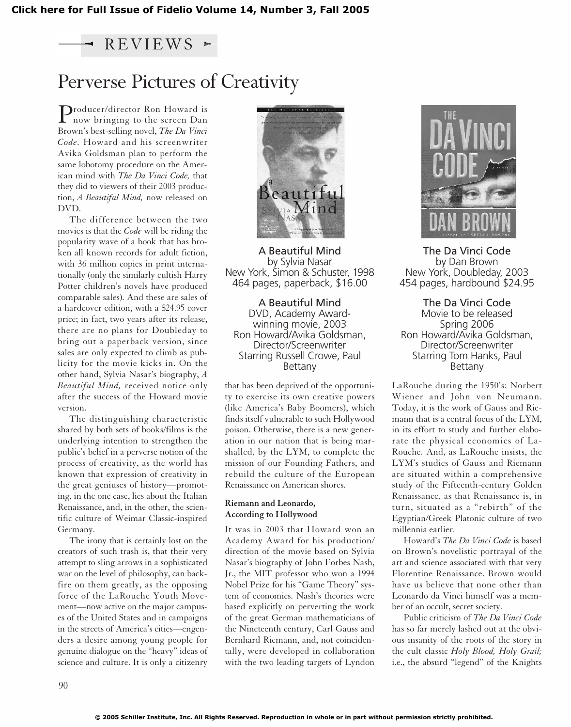Click here for Full Issue of Fidelio Volume 14, Number 3, Fall 2005

REVIEWS

# Perverse Pictures of Creativity

**A Beautiful Mind**
by Sylvia Nasar
New York, Simon & Schuster, 1998
464 pages, paperback, $16.00

**A Beautiful Mind**
DVD, Academy Award-winning movie, 2003
Ron Howard/Avika Goldsman, Director/Screenwriter
Starring Russell Crowe, Paul Bettany

**The Da Vinci Code**
by Dan Brown
New York, Doubleday, 2003
454 pages, hardbound $24.95

**The Da Vinci Code**
Movie to be released Spring 2006
Ron Howard/Avika Goldsman, Director/Screenwriter
Starring Tom Hanks, Paul Bettany

Producer/director Ron Howard is now bringing to the screen Dan Brown's best-selling novel, *The Da Vinci Code*. Howard and his screenwriter Avika Goldsman plan to perform the same lobotomy procedure on the American mind with *The Da Vinci Code,* that they did to viewers of their 2003 production, *A Beautiful Mind,* now released on DVD.

The difference between the two movies is that the *Code* will be riding the popularity wave of a book that has broken all known records for adult fiction, with 36 million copies in print internationally (only the similarly cultish Harry Potter children's novels have produced comparable sales). And these are sales of a hardcover edition, with a $24.95 cover price; in fact, two years after its release, there are no plans for Doubleday to bring out a paperback version, since sales are only expected to climb as publicity for the movie kicks in. On the other hand, Sylvia Nasar's biography, *A Beautiful Mind,* received notice only after the success of the Howard movie version.

The distinguishing characteristic shared by both sets of books/films is the underlying intention to strengthen the public's belief in a perverse notion of the process of creativity, as the world has known that expression of creativity in the great geniuses of history—promoting, in the one case, lies about the Italian Renaissance, and, in the other, the scientific culture of Weimar Classic-inspired Germany.

The irony that is certainly lost on the creators of such trash is, that their very attempt to sling arrows in a sophisticated war on the level of philosophy, can backfire on them greatly, as the opposing force of the LaRouche Youth Movement—now active on the major campuses of the United States and in campaigns in the streets of America's cities—engenders a desire among young people for genuine dialogue on the "heavy" ideas of science and culture. It is only a citizenry that has been deprived of the opportunity to exercise its own creative powers (like America's Baby Boomers), which finds itself vulnerable to such Hollywood poison. Otherwise, there is a new generation in our nation that is being marshalled, by the LYM, to complete the mission of our Founding Fathers, and rebuild the culture of the European Renaissance on American shores.

### Riemann and Leonardo, According to Hollywood

It was in 2003 that Howard won an Academy Award for his production/direction of the movie based on Sylvia Nasar's biography of John Forbes Nash, Jr., the MIT professor who won a 1994 Nobel Prize for his "Game Theory" system of economics. Nash's theories were based explicitly on perverting the work of the great German mathematicians of the Nineteenth century, Carl Gauss and Bernhard Riemann, and, not coincidentally, were developed in collaboration with the two leading targets of Lyndon LaRouche during the 1950's: Norbert Wiener and John von Neumann. Today, it is the work of Gauss and Riemann that is a central focus of the LYM, in its effort to study and further elaborate the physical economics of LaRouche. And, as LaRouche insists, the LYM's studies of Gauss and Riemann are situated within a comprehensive study of the Fifteenth-century Golden Renaissance, as that Renaissance is, in turn, situated as a "rebirth" of the Egyptian/Greek Platonic culture of two millennia earlier.

Howard's *The Da Vinci Code* is based on Brown's novelistic portrayal of the art and science associated with that very Florentine Renaissance. Brown would have us believe that none other than Leonardo da Vinci himself was a member of an occult, secret society.

Public criticism of *The Da Vinci Code* has so far merely lashed out at the obvious insanity of the roots of the story in the cult classic *Holy Blood, Holy Grail;* i.e., the absurd "legend" of the Knights

© 2005 Schiller Institute, Inc. All Rights Reserved. Reproduction in whole or in part without permission strictly prohibited.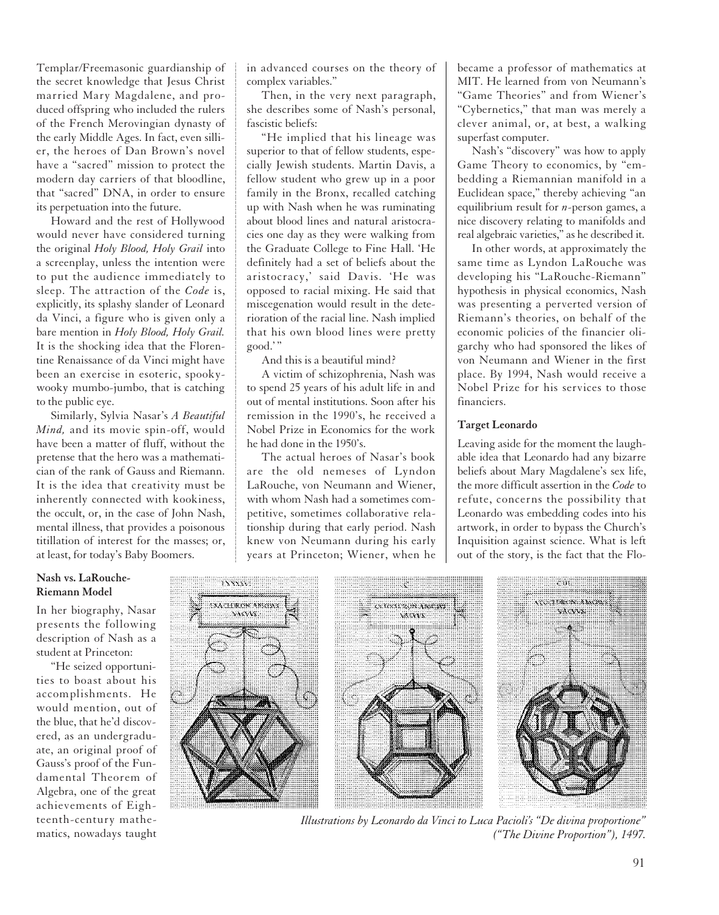Templar/Freemasonic guardianship of the secret knowledge that Jesus Christ married Mary Magdalene, and produced offspring who included the rulers of the French Merovingian dynasty of the early Middle Ages. In fact, even sillier, the heroes of Dan Brown's novel have a "sacred" mission to protect the modern day carriers of that bloodline, that "sacred" DNA, in order to ensure its perpetuation into the future.

Howard and the rest of Hollywood would never have considered turning the original *Holy Blood, Holy Grail* into a screenplay, unless the intention were to put the audience immediately to sleep. The attraction of the *Code* is, explicitly, its splashy slander of Leonard da Vinci, a figure who is given only a bare mention in *Holy Blood, Holy Grail.* It is the shocking idea that the Florentine Renaissance of da Vinci might have been an exercise in esoteric, spooky-wooky mumbo-jumbo, that is catching to the public eye.

Similarly, Sylvia Nasar's *A Beautiful Mind,* and its movie spin-off, would have been a matter of fluff, without the pretense that the hero was a mathematician of the rank of Gauss and Riemann. It is the idea that creativity must be inherently connected with kookiness, the occult, or, in the case of John Nash, mental illness, that provides a poisonous titillation of interest for the masses; or, at least, for today's Baby Boomers.

**Nash vs. LaRouche-Riemann Model**

In her biography, Nasar presents the following description of Nash as a student at Princeton:

"He seized opportunities to boast about his accomplishments. He would mention, out of the blue, that he'd discovered, as an undergraduate, an original proof of Gauss's proof of the Fundamental Theorem of Algebra, one of the great achievements of Eighteenth-century mathematics, nowadays taught in advanced courses on the theory of complex variables."

Then, in the very next paragraph, she describes some of Nash's personal, fascistic beliefs:

"He implied that his lineage was superior to that of fellow students, especially Jewish students. Martin Davis, a fellow student who grew up in a poor family in the Bronx, recalled catching up with Nash when he was ruminating about blood lines and natural aristocracies one day as they were walking from the Graduate College to Fine Hall. 'He definitely had a set of beliefs about the aristocracy,' said Davis. 'He was opposed to racial mixing. He said that miscegenation would result in the deterioration of the racial line. Nash implied that his own blood lines were pretty good.'"

And this is a beautiful mind?

A victim of schizophrenia, Nash was to spend 25 years of his adult life in and out of mental institutions. Soon after his remission in the 1990's, he received a Nobel Prize in Economics for the work he had done in the 1950's.

The actual heroes of Nasar's book are the old nemeses of Lyndon LaRouche, von Neumann and Wiener, with whom Nash had a sometimes competitive, sometimes collaborative relationship during that early period. Nash knew von Neumann during his early years at Princeton; Wiener, when he became a professor of mathematics at MIT. He learned from von Neumann's "Game Theories" and from Wiener's "Cybernetics," that man was merely a clever animal, or, at best, a walking superfast computer.

Nash's "discovery" was how to apply Game Theory to economics, by "embedding a Riemannian manifold in a Euclidean space," thereby achieving "an equilibrium result for *n*-person games, a nice discovery relating to manifolds and real algebraic varieties," as he described it.

In other words, at approximately the same time as Lyndon LaRouche was developing his "LaRouche-Riemann" hypothesis in physical economics, Nash was presenting a perverted version of Riemann's theories, on behalf of the economic policies of the financier oligarchy who had sponsored the likes of von Neumann and Wiener in the first place. By 1994, Nash would receive a Nobel Prize for his services to those financiers.

**Target Leonardo**

Leaving aside for the moment the laughable idea that Leonardo had any bizarre beliefs about Mary Magdalene's sex life, the more difficult assertion in the *Code* to refute, concerns the possibility that Leonardo was embedding codes into his artwork, in order to bypass the Church's Inquisition against science. What is left out of the story, is the fact that the Flo-

*Illustrations by Leonardo da Vinci to Luca Pacioli's "De divina proportione" ("The Divine Proportion"), 1497.*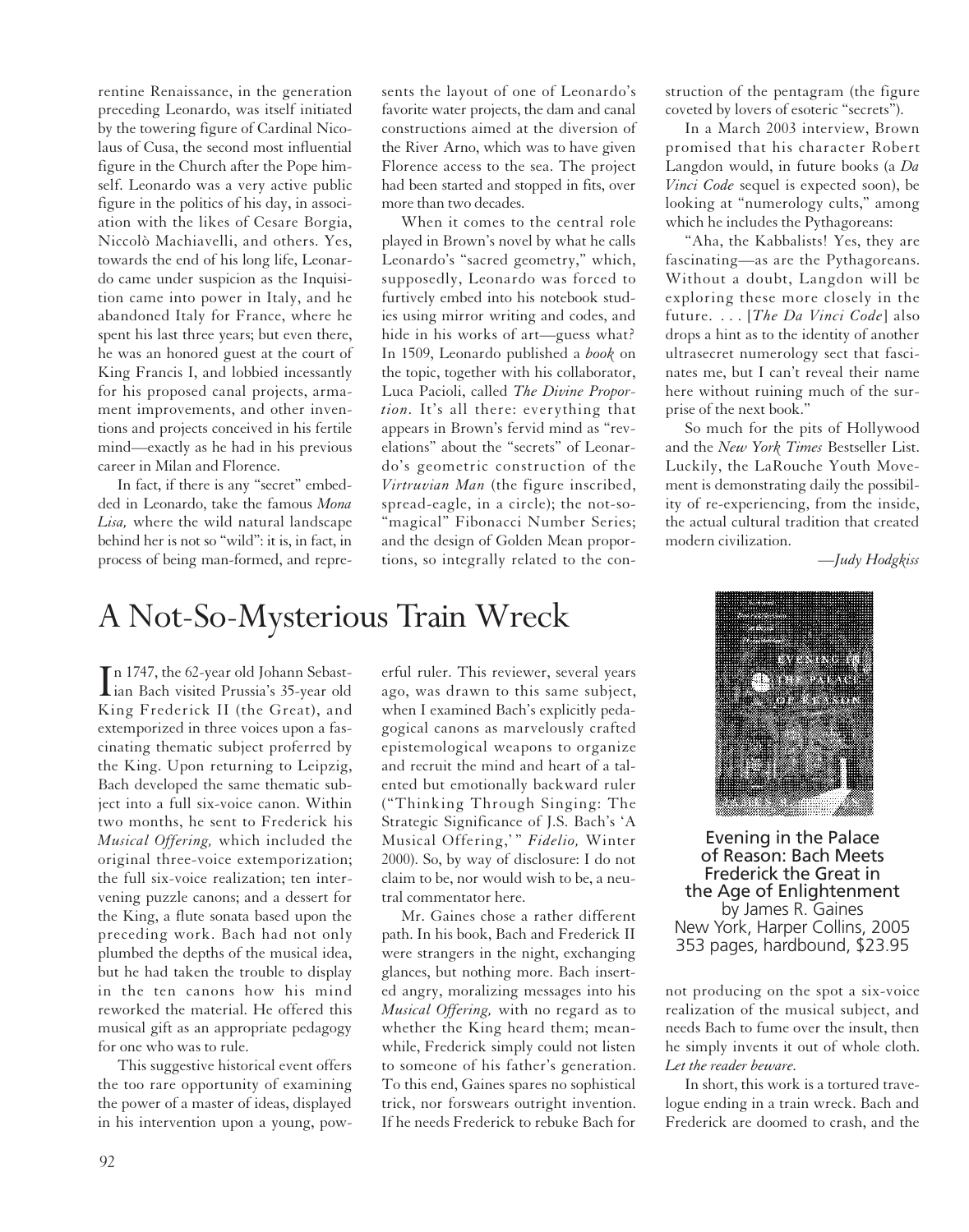rentine Renaissance, in the generation preceding Leonardo, was itself initiated by the towering figure of Cardinal Nicolaus of Cusa, the second most influential figure in the Church after the Pope himself. Leonardo was a very active public figure in the politics of his day, in association with the likes of Cesare Borgia, Niccolò Machiavelli, and others. Yes, towards the end of his long life, Leonardo came under suspicion as the Inquisition came into power in Italy, and he abandoned Italy for France, where he spent his last three years; but even there, he was an honored guest at the court of King Francis I, and lobbied incessantly for his proposed canal projects, armament improvements, and other inventions and projects conceived in his fertile mind—exactly as he had in his previous career in Milan and Florence.

In fact, if there is any "secret" embedded in Leonardo, take the famous *Mona Lisa,* where the wild natural landscape behind her is not so "wild": it is, in fact, in process of being man-formed, and represents the layout of one of Leonardo's favorite water projects, the dam and canal constructions aimed at the diversion of the River Arno, which was to have given Florence access to the sea. The project had been started and stopped in fits, over more than two decades.

When it comes to the central role played in Brown's novel by what he calls Leonardo's "sacred geometry," which, supposedly, Leonardo was forced to furtively embed into his notebook studies using mirror writing and codes, and hide in his works of art—guess what? In 1509, Leonardo published a *book* on the topic, together with his collaborator, Luca Pacioli, called *The Divine Proportion.* It's all there: everything that appears in Brown's fervid mind as "revelations" about the "secrets" of Leonardo's geometric construction of the *Virtruvian Man* (the figure inscribed, spread-eagle, in a circle); the not-so-"magical" Fibonacci Number Series; and the design of Golden Mean proportions, so integrally related to the construction of the pentagram (the figure coveted by lovers of esoteric "secrets").

In a March 2003 interview, Brown promised that his character Robert Langdon would, in future books (a *Da Vinci Code* sequel is expected soon), be looking at "numerology cults," among which he includes the Pythagoreans:

"Aha, the Kabbalists! Yes, they are fascinating—as are the Pythagoreans. Without a doubt, Langdon will be exploring these more closely in the future. . . . [*The Da Vinci Code*] also drops a hint as to the identity of another ultrasecret numerology sect that fascinates me, but I can't reveal their name here without ruining much of the surprise of the next book."

So much for the pits of Hollywood and the *New York Times* Bestseller List. Luckily, the LaRouche Youth Movement is demonstrating daily the possibility of re-experiencing, from the inside, the actual cultural tradition that created modern civilization.

*—Judy Hodgkiss*

# A Not-So-Mysterious Train Wreck

Evening in the Palace of Reason: Bach Meets Frederick the Great in the Age of Enlightenment
by James R. Gaines
New York, Harper Collins, 2005
353 pages, hardbound, $23.95

In 1747, the 62-year old Johann Sebastian Bach visited Prussia's 35-year old King Frederick II (the Great), and extemporized in three voices upon a fascinating thematic subject proferred by the King. Upon returning to Leipzig, Bach developed the same thematic subject into a full six-voice canon. Within two months, he sent to Frederick his *Musical Offering,* which included the original three-voice extemporization; the full six-voice realization; ten intervening puzzle canons; and a dessert for the King, a flute sonata based upon the preceding work. Bach had not only plumbed the depths of the musical idea, but he had taken the trouble to display in the ten canons how his mind reworked the material. He offered this musical gift as an appropriate pedagogy for one who was to rule.

This suggestive historical event offers the too rare opportunity of examining the power of a master of ideas, displayed in his intervention upon a young, powerful ruler. This reviewer, several years ago, was drawn to this same subject, when I examined Bach's explicitly pedagogical canons as marvelously crafted epistemological weapons to organize and recruit the mind and heart of a talented but emotionally backward ruler ("Thinking Through Singing: The Strategic Significance of J.S. Bach's 'A Musical Offering,'" *Fidelio,* Winter 2000). So, by way of disclosure: I do not claim to be, nor would wish to be, a neutral commentator here.

Mr. Gaines chose a rather different path. In his book, Bach and Frederick II were strangers in the night, exchanging glances, but nothing more. Bach inserted angry, moralizing messages into his *Musical Offering,* with no regard as to whether the King heard them; meanwhile, Frederick simply could not listen to someone of his father's generation. To this end, Gaines spares no sophistical trick, nor forswears outright invention. If he needs Frederick to rebuke Bach for not producing on the spot a six-voice realization of the musical subject, and needs Bach to fume over the insult, then he simply invents it out of whole cloth. *Let the reader beware.*

In short, this work is a tortured travelogue ending in a train wreck. Bach and Frederick are doomed to crash, and the